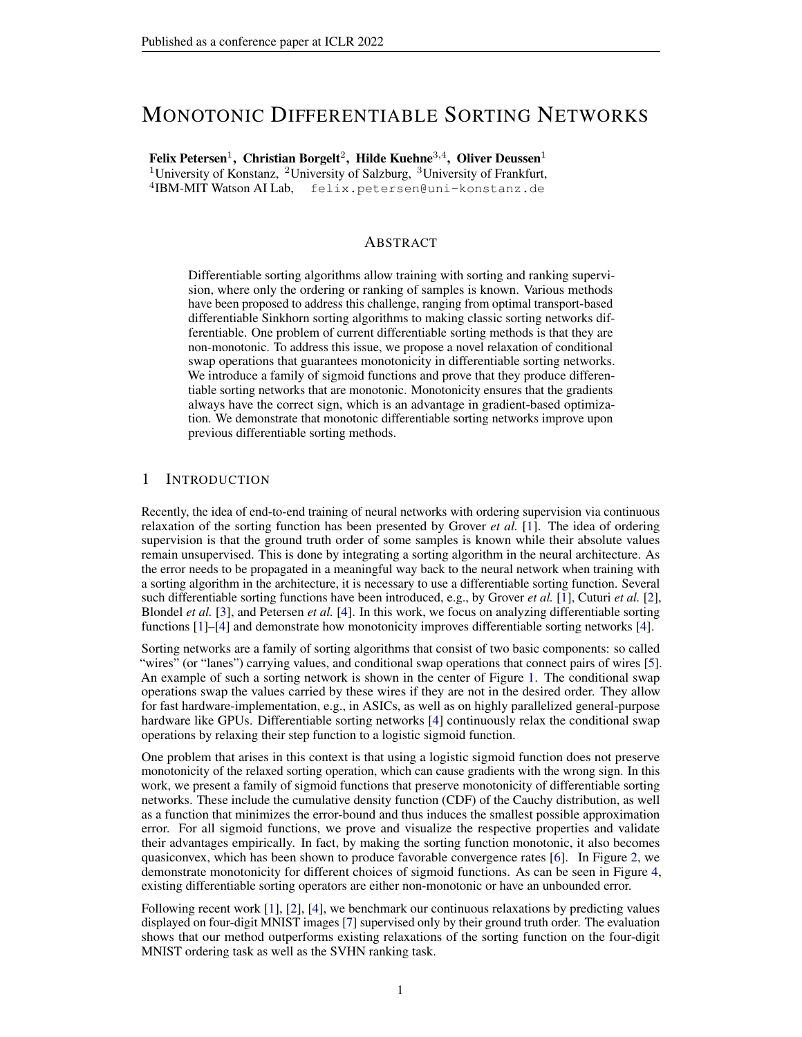# Monotonic Differentiable Sorting Networks

**Felix Petersen**[1], **Christian Borgelt**[2], **Hilde Kuehne**[3,4], **Oliver Deussen**[1]
[1]University of Konstanz, [2]University of Salzburg, [3]University of Frankfurt,
[4]IBM-MIT Watson AI Lab, felix.petersen@uni-konstanz.de

## Abstract

Differentiable sorting algorithms allow training with sorting and ranking supervision, where only the ordering or ranking of samples is known. Various methods have been proposed to address this challenge, ranging from optimal transport-based differentiable Sinkhorn sorting algorithms to making classic sorting networks differentiable. One problem of current differentiable sorting methods is that they are non-monotonic. To address this issue, we propose a novel relaxation of conditional swap operations that guarantees monotonicity in differentiable sorting networks. We introduce a family of sigmoid functions and prove that they produce differentiable sorting networks that are monotonic. Monotonicity ensures that the gradients always have the correct sign, which is an advantage in gradient-based optimization. We demonstrate that monotonic differentiable sorting networks improve upon previous differentiable sorting methods.

## 1 Introduction

Recently, the idea of end-to-end training of neural networks with ordering supervision via continuous relaxation of the sorting function has been presented by Grover *et al.* [1]. The idea of ordering supervision is that the ground truth order of some samples is known while their absolute values remain unsupervised. This is done by integrating a sorting algorithm in the neural architecture. As the error needs to be propagated in a meaningful way back to the neural network when training with a sorting algorithm in the architecture, it is necessary to use a differentiable sorting function. Several such differentiable sorting functions have been introduced, e.g., by Grover *et al.* [1], Cuturi *et al.* [2], Blondel *et al.* [3], and Petersen *et al.* [4]. In this work, we focus on analyzing differentiable sorting functions [1]–[4] and demonstrate how monotonicity improves differentiable sorting networks [4].

Sorting networks are a family of sorting algorithms that consist of two basic components: so called "wires" (or "lanes") carrying values, and conditional swap operations that connect pairs of wires [5]. An example of such a sorting network is shown in the center of Figure 1. The conditional swap operations swap the values carried by these wires if they are not in the desired order. They allow for fast hardware-implementation, e.g., in ASICs, as well as on highly parallelized general-purpose hardware like GPUs. Differentiable sorting networks [4] continuously relax the conditional swap operations by relaxing their step function to a logistic sigmoid function.

One problem that arises in this context is that using a logistic sigmoid function does not preserve monotonicity of the relaxed sorting operation, which can cause gradients with the wrong sign. In this work, we present a family of sigmoid functions that preserve monotonicity of differentiable sorting networks. These include the cumulative density function (CDF) of the Cauchy distribution, as well as a function that minimizes the error-bound and thus induces the smallest possible approximation error. For all sigmoid functions, we prove and visualize the respective properties and validate their advantages empirically. In fact, by making the sorting function monotonic, it also becomes quasiconvex, which has been shown to produce favorable convergence rates [6]. In Figure 2, we demonstrate monotonicity for different choices of sigmoid functions. As can be seen in Figure 4, existing differentiable sorting operators are either non-monotonic or have an unbounded error.

Following recent work [1], [2], [4], we benchmark our continuous relaxations by predicting values displayed on four-digit MNIST images [7] supervised only by their ground truth order. The evaluation shows that our method outperforms existing relaxations of the sorting function on the four-digit MNIST ordering task as well as the SVHN ranking task.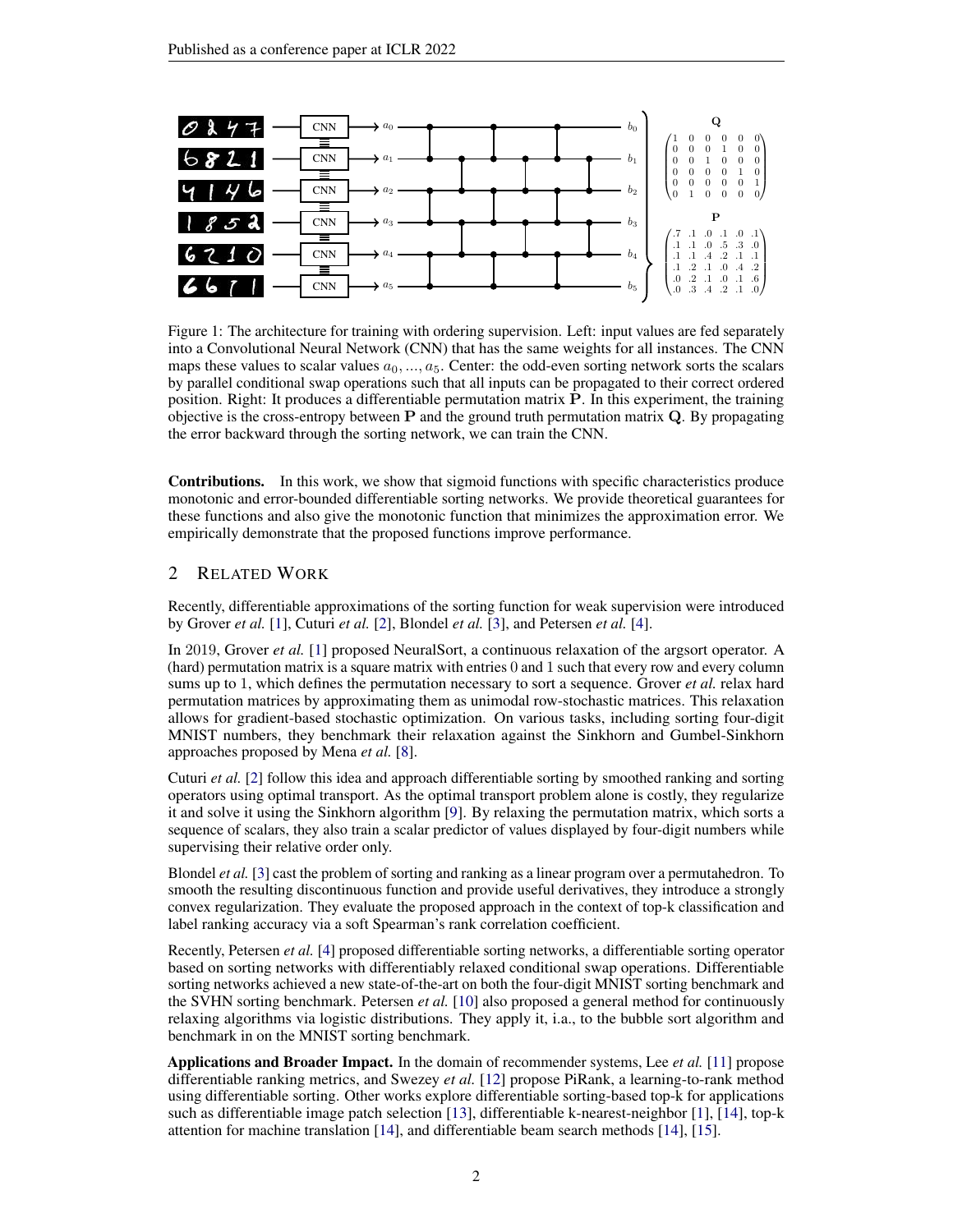Figure 1: The architecture for training with ordering supervision. Left: input values are fed separately into a Convolutional Neural Network (CNN) that has the same weights for all instances. The CNN maps these values to scalar values $a_0, ..., a_5$. Center: the odd-even sorting network sorts the scalars by parallel conditional swap operations such that all inputs can be propagated to their correct ordered position. Right: It produces a differentiable permutation matrix $\mathbf{P}$. In this experiment, the training objective is the cross-entropy between $\mathbf{P}$ and the ground truth permutation matrix $\mathbf{Q}$. By propagating the error backward through the sorting network, we can train the CNN.

**Contributions.** In this work, we show that sigmoid functions with specific characteristics produce monotonic and error-bounded differentiable sorting networks. We provide theoretical guarantees for these functions and also give the monotonic function that minimizes the approximation error. We empirically demonstrate that the proposed functions improve performance.

## 2 Related Work

Recently, differentiable approximations of the sorting function for weak supervision were introduced by Grover *et al.* [1], Cuturi *et al.* [2], Blondel *et al.* [3], and Petersen *et al.* [4].

In 2019, Grover *et al.* [1] proposed NeuralSort, a continuous relaxation of the argsort operator. A (hard) permutation matrix is a square matrix with entries 0 and 1 such that every row and every column sums up to 1, which defines the permutation necessary to sort a sequence. Grover *et al.* relax hard permutation matrices by approximating them as unimodal row-stochastic matrices. This relaxation allows for gradient-based stochastic optimization. On various tasks, including sorting four-digit MNIST numbers, they benchmark their relaxation against the Sinkhorn and Gumbel-Sinkhorn approaches proposed by Mena *et al.* [8].

Cuturi *et al.* [2] follow this idea and approach differentiable sorting by smoothed ranking and sorting operators using optimal transport. As the optimal transport problem alone is costly, they regularize it and solve it using the Sinkhorn algorithm [9]. By relaxing the permutation matrix, which sorts a sequence of scalars, they also train a scalar predictor of values displayed by four-digit numbers while supervising their relative order only.

Blondel *et al.* [3] cast the problem of sorting and ranking as a linear program over a permutahedron. To smooth the resulting discontinuous function and provide useful derivatives, they introduce a strongly convex regularization. They evaluate the proposed approach in the context of top-k classification and label ranking accuracy via a soft Spearman's rank correlation coefficient.

Recently, Petersen *et al.* [4] proposed differentiable sorting networks, a differentiable sorting operator based on sorting networks with differentiably relaxed conditional swap operations. Differentiable sorting networks achieved a new state-of-the-art on both the four-digit MNIST sorting benchmark and the SVHN sorting benchmark. Petersen *et al.* [10] also proposed a general method for continuously relaxing algorithms via logistic distributions. They apply it, i.a., to the bubble sort algorithm and benchmark in on the MNIST sorting benchmark.

**Applications and Broader Impact.** In the domain of recommender systems, Lee *et al.* [11] propose differentiable ranking metrics, and Swezey *et al.* [12] propose PiRank, a learning-to-rank method using differentiable sorting. Other works explore differentiable sorting-based top-k for applications such as differentiable image patch selection [13], differentiable k-nearest-neighbor [1], [14], top-k attention for machine translation [14], and differentiable beam search methods [14], [15].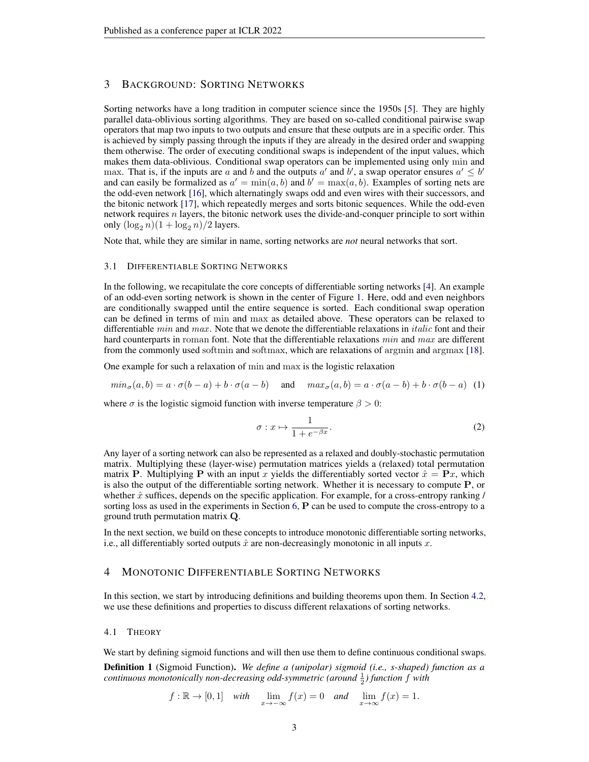## 3 Background: Sorting Networks

Sorting networks have a long tradition in computer science since the 1950s [5]. They are highly parallel data-oblivious sorting algorithms. They are based on so-called conditional pairwise swap operators that map two inputs to two outputs and ensure that these outputs are in a specific order. This is achieved by simply passing through the inputs if they are already in the desired order and swapping them otherwise. The order of executing conditional swaps is independent of the input values, which makes them data-oblivious. Conditional swap operators can be implemented using only $\min$ and $\max$. That is, if the inputs are $a$ and $b$ and the outputs $a'$ and $b'$, a swap operator ensures $a' \leq b'$ and can easily be formalized as $a' = \min(a, b)$ and $b' = \max(a, b)$. Examples of sorting nets are the odd-even network [16], which alternatingly swaps odd and even wires with their successors, and the bitonic network [17], which repeatedly merges and sorts bitonic sequences. While the odd-even network requires $n$ layers, the bitonic network uses the divide-and-conquer principle to sort within only $(\log_2 n)(1 + \log_2 n)/2$ layers.

Note that, while they are similar in name, sorting networks are ***not*** neural networks that sort.

### 3.1 Differentiable Sorting Networks

In the following, we recapitulate the core concepts of differentiable sorting networks [4]. An example of an odd-even sorting network is shown in the center of Figure 1. Here, odd and even neighbors are conditionally swapped until the entire sequence is sorted. Each conditional swap operation can be defined in terms of $\min$ and $\max$ as detailed above. These operators can be relaxed to differentiable $\mathit{min}$ and $\mathit{max}$. Note that we denote the differentiable relaxations in $\mathit{italic}$ font and their hard counterparts in $\mathrm{roman}$ font. Note that the differentiable relaxations $\mathit{min}$ and $\mathit{max}$ are different from the commonly used $\mathrm{softmin}$ and $\mathrm{softmax}$, which are relaxations of $\mathrm{argmin}$ and $\mathrm{argmax}$ [18].

One example for such a relaxation of $\min$ and $\max$ is the logistic relaxation

$$\mathit{min}_\sigma(a, b) = a \cdot \sigma(b - a) + b \cdot \sigma(a - b) \quad \text{and} \quad \mathit{max}_\sigma(a, b) = a \cdot \sigma(a - b) + b \cdot \sigma(b - a) \quad (1)$$

where $\sigma$ is the logistic sigmoid function with inverse temperature $\beta > 0$:

$$\sigma : x \mapsto \frac{1}{1 + e^{-\beta x}}. \quad (2)$$

Any layer of a sorting network can also be represented as a relaxed and doubly-stochastic permutation matrix. Multiplying these (layer-wise) permutation matrices yields a (relaxed) total permutation matrix $\mathbf{P}$. Multiplying $\mathbf{P}$ with an input $x$ yields the differentiably sorted vector $\hat{x} = \mathbf{P}x$, which is also the output of the differentiable sorting network. Whether it is necessary to compute $\mathbf{P}$, or whether $\hat{x}$ suffices, depends on the specific application. For example, for a cross-entropy ranking / sorting loss as used in the experiments in Section 6, $\mathbf{P}$ can be used to compute the cross-entropy to a ground truth permutation matrix $\mathbf{Q}$.

In the next section, we build on these concepts to introduce monotonic differentiable sorting networks, i.e., all differentiably sorted outputs $\hat{x}$ are non-decreasingly monotonic in all inputs $x$.

## 4 Monotonic Differentiable Sorting Networks

In this section, we start by introducing definitions and building theorems upon them. In Section 4.2, we use these definitions and properties to discuss different relaxations of sorting networks.

### 4.1 Theory

We start by defining sigmoid functions and will then use them to define continuous conditional swaps.

**Definition 1** (Sigmoid Function). *We define a (unipolar) sigmoid (i.e., s-shaped) function as a continuous monotonically non-decreasing odd-symmetric (around $\frac{1}{2}$) function $f$ with*

$$f : \mathbb{R} \to [0, 1] \quad \textit{with} \quad \lim_{x \to -\infty} f(x) = 0 \quad \textit{and} \quad \lim_{x \to \infty} f(x) = 1.$$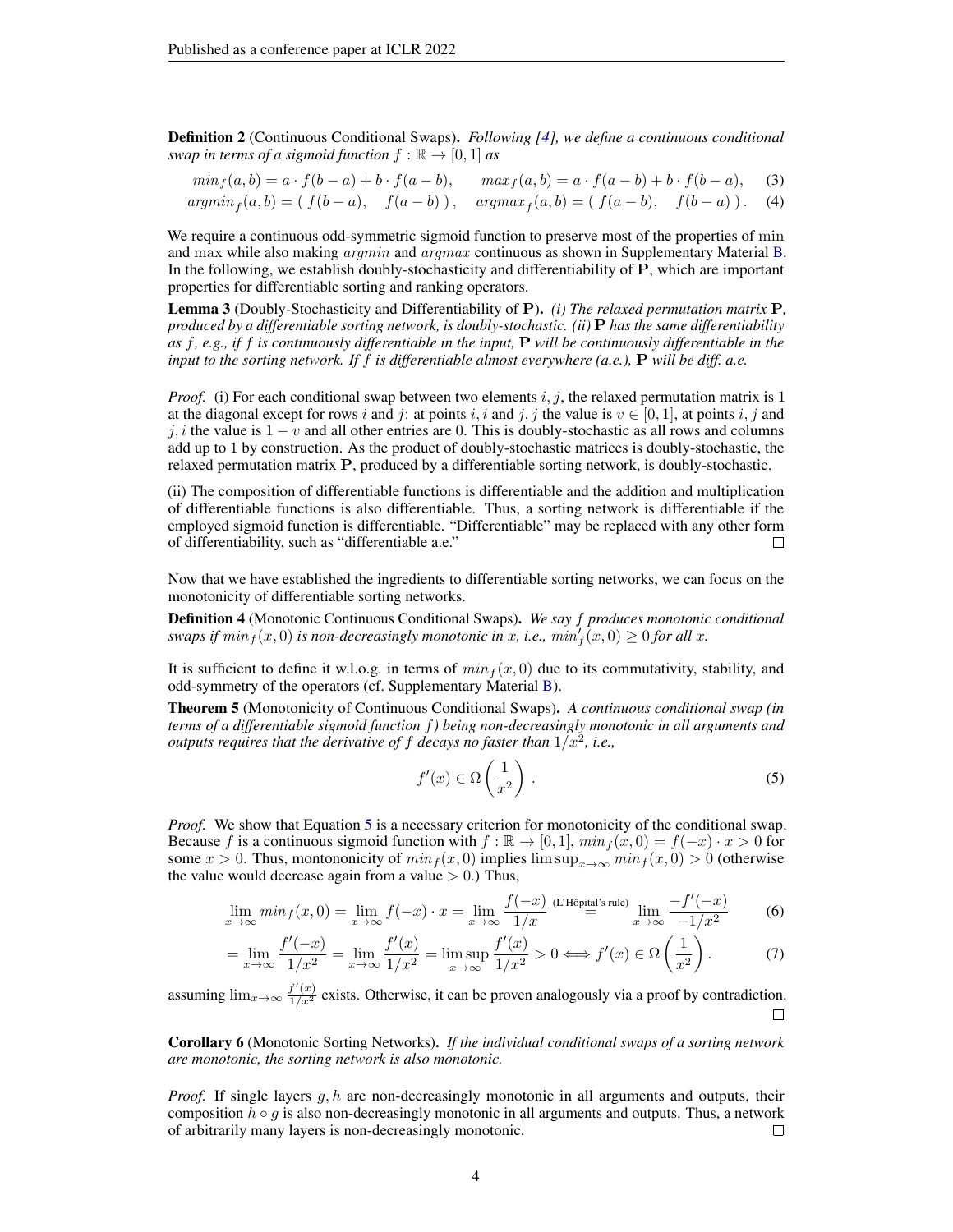**Definition 2** (Continuous Conditional Swaps). *Following [4], we define a continuous conditional swap in terms of a sigmoid function $f : \mathbb{R} \to [0, 1]$ as*

$$min_f(a, b) = a \cdot f(b - a) + b \cdot f(a - b), \qquad max_f(a, b) = a \cdot f(a - b) + b \cdot f(b - a), \tag{3}$$

$$argmin_f(a, b) = (\ f(b - a), \quad f(a - b)\ ), \quad argmax_f(a, b) = (\ f(a - b), \quad f(b - a)\ ). \tag{4}$$

We require a continuous odd-symmetric sigmoid function to preserve most of the properties of $\min$ and $\max$ while also making *argmin* and *argmax* continuous as shown in Supplementary Material B. In the following, we establish doubly-stochasticity and differentiability of $\mathbf{P}$, which are important properties for differentiable sorting and ranking operators.

**Lemma 3** (Doubly-Stochasticity and Differentiability of $\mathbf{P}$). *(i) The relaxed permutation matrix $\mathbf{P}$, produced by a differentiable sorting network, is doubly-stochastic. (ii) $\mathbf{P}$ has the same differentiability as $f$, e.g., if $f$ is continuously differentiable in the input, $\mathbf{P}$ will be continuously differentiable in the input to the sorting network. If $f$ is differentiable almost everywhere (a.e.), $\mathbf{P}$ will be diff. a.e.*

*Proof.* (i) For each conditional swap between two elements $i, j$, the relaxed permutation matrix is $1$ at the diagonal except for rows $i$ and $j$: at points $i, i$ and $j, j$ the value is $v \in [0, 1]$, at points $i, j$ and $j, i$ the value is $1 - v$ and all other entries are $0$. This is doubly-stochastic as all rows and columns add up to $1$ by construction. As the product of doubly-stochastic matrices is doubly-stochastic, the relaxed permutation matrix $\mathbf{P}$, produced by a differentiable sorting network, is doubly-stochastic.

(ii) The composition of differentiable functions is differentiable and the addition and multiplication of differentiable functions is also differentiable. Thus, a sorting network is differentiable if the employed sigmoid function is differentiable. "Differentiable" may be replaced with any other form of differentiability, such as "differentiable a.e." □

Now that we have established the ingredients to differentiable sorting networks, we can focus on the monotonicity of differentiable sorting networks.

**Definition 4** (Monotonic Continuous Conditional Swaps). *We say $f$ produces monotonic conditional swaps if $min_f(x, 0)$ is non-decreasingly monotonic in $x$, i.e., $min'_f(x, 0) \geq 0$ for all $x$.*

It is sufficient to define it w.l.o.g. in terms of $min_f(x, 0)$ due to its commutativity, stability, and odd-symmetry of the operators (cf. Supplementary Material B).

**Theorem 5** (Monotonicity of Continuous Conditional Swaps). *A continuous conditional swap (in terms of a differentiable sigmoid function $f$) being non-decreasingly monotonic in all arguments and outputs requires that the derivative of $f$ decays no faster than $1/x^2$, i.e.,*

$$f'(x) \in \Omega\left(\frac{1}{x^2}\right). \tag{5}$$

*Proof.* We show that Equation 5 is a necessary criterion for monotonicity of the conditional swap. Because $f$ is a continuous sigmoid function with $f : \mathbb{R} \to [0, 1]$, $min_f(x, 0) = f(-x) \cdot x > 0$ for some $x > 0$. Thus, montononicity of $min_f(x, 0)$ implies $\limsup_{x\to\infty} min_f(x, 0) > 0$ (otherwise the value would decrease again from a value $> 0$.) Thus,

$$\lim_{x\to\infty} min_f(x, 0) = \lim_{x\to\infty} f(-x) \cdot x = \lim_{x\to\infty} \frac{f(-x)}{1/x} \overset{\text{(L'Hôpital's rule)}}{=} \lim_{x\to\infty} \frac{-f'(-x)}{-1/x^2} \tag{6}$$

$$= \lim_{x\to\infty} \frac{f'(-x)}{1/x^2} = \lim_{x\to\infty} \frac{f'(x)}{1/x^2} = \limsup_{x\to\infty} \frac{f'(x)}{1/x^2} > 0 \iff f'(x) \in \Omega\left(\frac{1}{x^2}\right). \tag{7}$$

assuming $\lim_{x\to\infty} \frac{f'(x)}{1/x^2}$ exists. Otherwise, it can be proven analogously via a proof by contradiction. □

**Corollary 6** (Monotonic Sorting Networks). *If the individual conditional swaps of a sorting network are monotonic, the sorting network is also monotonic.*

*Proof.* If single layers $g, h$ are non-decreasingly monotonic in all arguments and outputs, their composition $h \circ g$ is also non-decreasingly monotonic in all arguments and outputs. Thus, a network of arbitrarily many layers is non-decreasingly monotonic. □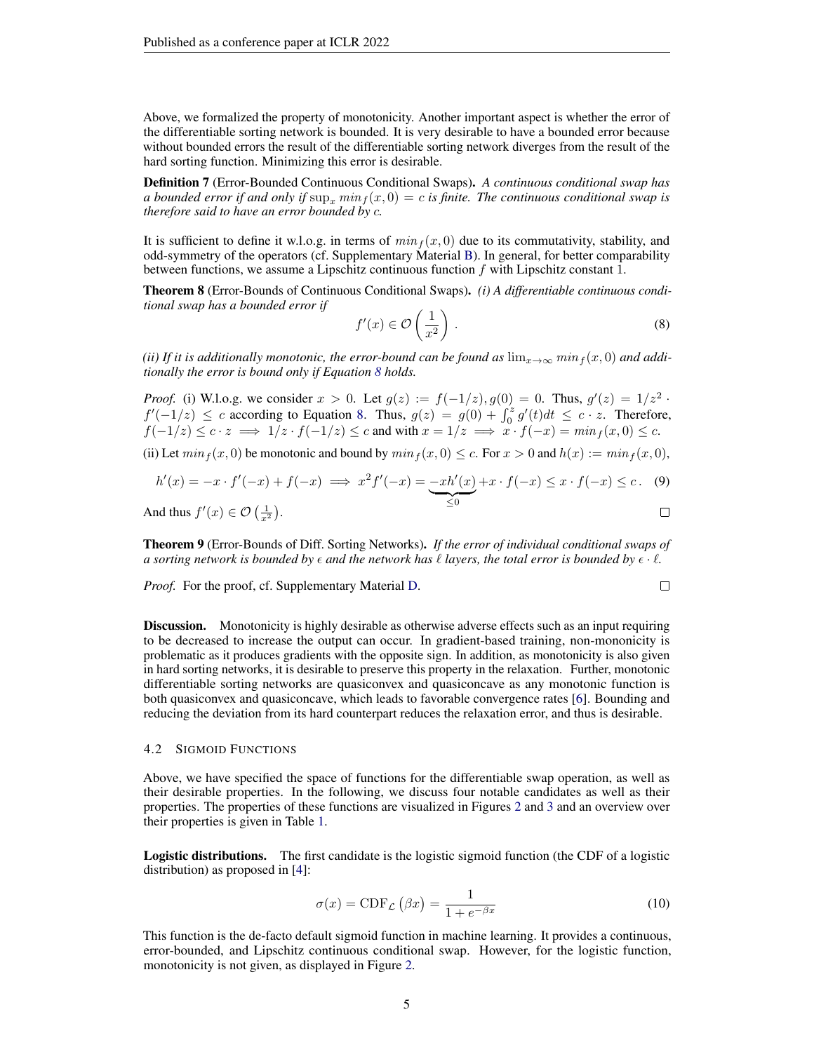Above, we formalized the property of monotonicity. Another important aspect is whether the error of the differentiable sorting network is bounded. It is very desirable to have a bounded error because without bounded errors the result of the differentiable sorting network diverges from the result of the hard sorting function. Minimizing this error is desirable.

**Definition 7** (Error-Bounded Continuous Conditional Swaps)**.** *A continuous conditional swap has a bounded error if and only if* $\sup_x min_f(x, 0) = c$ *is finite. The continuous conditional swap is therefore said to have an error bounded by* $c$*.*

It is sufficient to define it w.l.o.g. in terms of $min_f(x, 0)$ due to its commutativity, stability, and odd-symmetry of the operators (cf. Supplementary Material B). In general, for better comparability between functions, we assume a Lipschitz continuous function $f$ with Lipschitz constant 1.

**Theorem 8** (Error-Bounds of Continuous Conditional Swaps)**.** *(i) A differentiable continuous conditional swap has a bounded error if*

$$f'(x) \in \mathcal{O}\left(\frac{1}{x^2}\right). \tag{8}$$

*(ii) If it is additionally monotonic, the error-bound can be found as* $\lim_{x\to\infty} min_f(x, 0)$ *and additionally the error is bound only if Equation 8 holds.*

*Proof.* (i) W.l.o.g. we consider $x > 0$. Let $g(z) := f(-1/z), g(0) = 0$. Thus, $g'(z) = 1/z^2 \cdot f'(-1/z) \leq c$ according to Equation 8. Thus, $g(z) = g(0) + \int_0^z g'(t)dt \leq c \cdot z$. Therefore, $f(-1/z) \leq c \cdot z \implies 1/z \cdot f(-1/z) \leq c$ and with $x = 1/z \implies x \cdot f(-x) = min_f(x, 0) \leq c$.

(ii) Let $min_f(x, 0)$ be monotonic and bound by $min_f(x, 0) \leq c$. For $x > 0$ and $h(x) := min_f(x, 0)$,

$$h'(x) = -x \cdot f'(-x) + f(-x) \implies x^2 f'(-x) = \underbrace{-xh'(x)}_{\leq 0} + x \cdot f(-x) \leq x \cdot f(-x) \leq c\,. \tag{9}$$

And thus $f'(x) \in \mathcal{O}\left(\frac{1}{x^2}\right)$. □

**Theorem 9** (Error-Bounds of Diff. Sorting Networks)**.** *If the error of individual conditional swaps of a sorting network is bounded by* $\epsilon$ *and the network has* $\ell$ *layers, the total error is bounded by* $\epsilon \cdot \ell$*.*

*Proof.* For the proof, cf. Supplementary Material D. □

**Discussion.** Monotonicity is highly desirable as otherwise adverse effects such as an input requiring to be decreased to increase the output can occur. In gradient-based training, non-mononicity is problematic as it produces gradients with the opposite sign. In addition, as monotonicity is also given in hard sorting networks, it is desirable to preserve this property in the relaxation. Further, monotonic differentiable sorting networks are quasiconvex and quasiconcave as any monotonic function is both quasiconvex and quasiconcave, which leads to favorable convergence rates [6]. Bounding and reducing the deviation from its hard counterpart reduces the relaxation error, and thus is desirable.

### 4.2 Sigmoid Functions

Above, we have specified the space of functions for the differentiable swap operation, as well as their desirable properties. In the following, we discuss four notable candidates as well as their properties. The properties of these functions are visualized in Figures 2 and 3 and an overview over their properties is given in Table 1.

**Logistic distributions.** The first candidate is the logistic sigmoid function (the CDF of a logistic distribution) as proposed in [4]:

$$\sigma(x) = \mathrm{CDF}_{\mathcal{L}}\left(\beta x\right) = \frac{1}{1 + e^{-\beta x}} \tag{10}$$

This function is the de-facto default sigmoid function in machine learning. It provides a continuous, error-bounded, and Lipschitz continuous conditional swap. However, for the logistic function, monotonicity is not given, as displayed in Figure 2.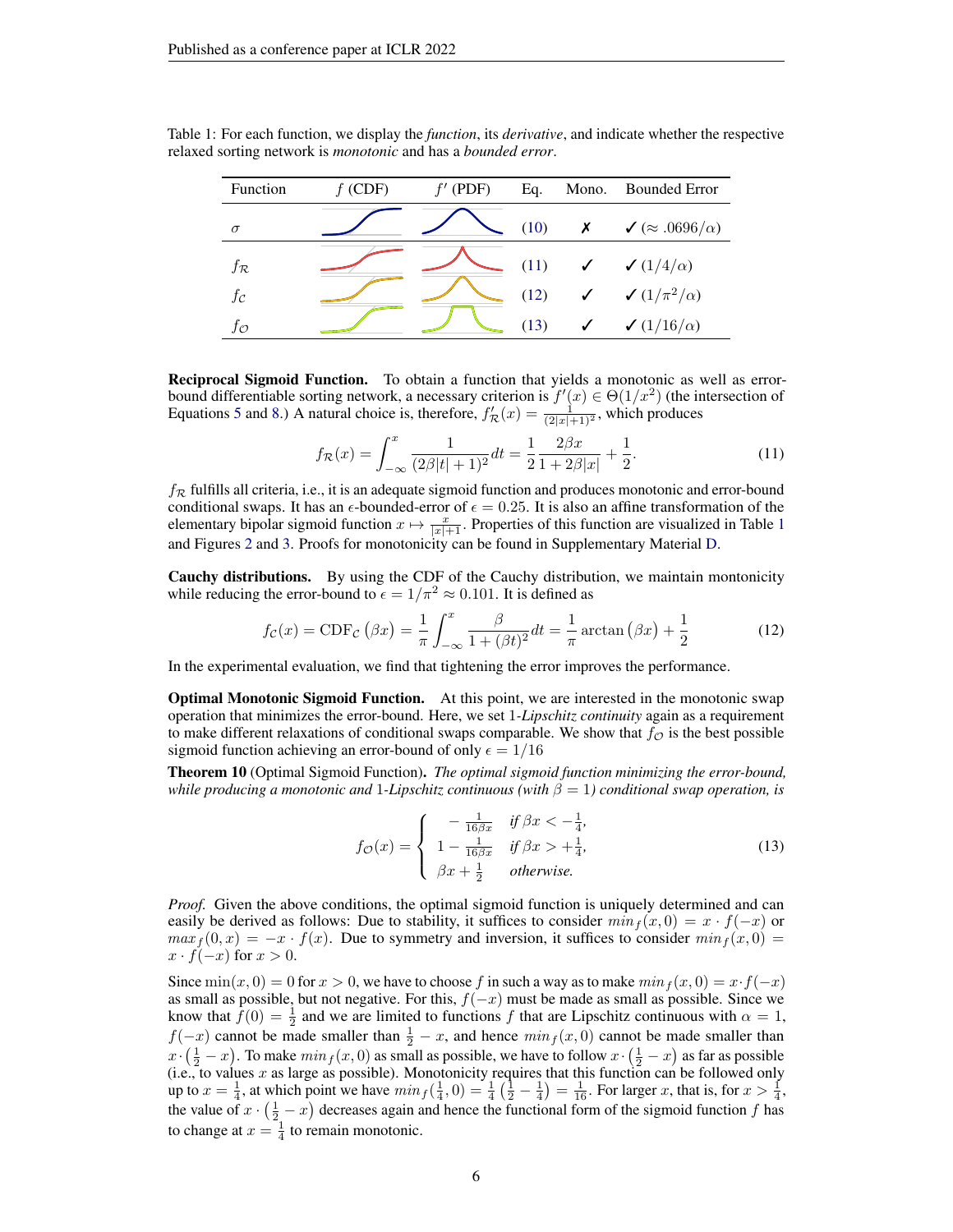Table 1: For each function, we display the *function*, its *derivative*, and indicate whether the respective relaxed sorting network is *monotonic* and has a *bounded error*.

| Function | $f$ (CDF) | $f'$ (PDF) | Eq. | Mono. | Bounded Error |
|---|---|---|---|---|---|
| $\sigma$ | | | (10) | ✗ | ✓ ($\approx .0696/\alpha$) |
| $f_{\mathcal{R}}$ | | | (11) | ✓ | ✓ ($1/4/\alpha$) |
| $f_{\mathcal{C}}$ | | | (12) | ✓ | ✓ ($1/\pi^2/\alpha$) |
| $f_{\mathcal{O}}$ | | | (13) | ✓ | ✓ ($1/16/\alpha$) |

**Reciprocal Sigmoid Function.** To obtain a function that yields a monotonic as well as error-bound differentiable sorting network, a necessary criterion is $f'(x) \in \Theta(1/x^2)$ (the intersection of Equations 5 and 8.) A natural choice is, therefore, $f'_{\mathcal{R}}(x) = \frac{1}{(2|x|+1)^2}$, which produces

$$f_{\mathcal{R}}(x) = \int_{-\infty}^{x} \frac{1}{(2\beta|t|+1)^2} dt = \frac{1}{2} \frac{2\beta x}{1 + 2\beta|x|} + \frac{1}{2}. \tag{11}$$

$f_{\mathcal{R}}$ fulfills all criteria, i.e., it is an adequate sigmoid function and produces monotonic and error-bound conditional swaps. It has an $\epsilon$-bounded-error of $\epsilon = 0.25$. It is also an affine transformation of the elementary bipolar sigmoid function $x \mapsto \frac{x}{|x|+1}$. Properties of this function are visualized in Table 1 and Figures 2 and 3. Proofs for monotonicity can be found in Supplementary Material D.

**Cauchy distributions.** By using the CDF of the Cauchy distribution, we maintain montonicity while reducing the error-bound to $\epsilon = 1/\pi^2 \approx 0.101$. It is defined as

$$f_{\mathcal{C}}(x) = \text{CDF}_{\mathcal{C}}(\beta x) = \frac{1}{\pi} \int_{-\infty}^{x} \frac{\beta}{1 + (\beta t)^2} dt = \frac{1}{\pi} \arctan(\beta x) + \frac{1}{2} \tag{12}$$

In the experimental evaluation, we find that tightening the error improves the performance.

**Optimal Monotonic Sigmoid Function.** At this point, we are interested in the monotonic swap operation that minimizes the error-bound. Here, we set 1-*Lipschitz continuity* again as a requirement to make different relaxations of conditional swaps comparable. We show that $f_{\mathcal{O}}$ is the best possible sigmoid function achieving an error-bound of only $\epsilon = 1/16$

**Theorem 10** (Optimal Sigmoid Function)**.** *The optimal sigmoid function minimizing the error-bound, while producing a monotonic and* 1*-Lipschitz continuous (with* $\beta = 1$*) conditional swap operation, is*

$$f_{\mathcal{O}}(x) = \begin{cases} -\frac{1}{16\beta x} & \text{if } \beta x < -\frac{1}{4}, \\ 1 - \frac{1}{16\beta x} & \text{if } \beta x > +\frac{1}{4}, \\ \beta x + \frac{1}{2} & \text{otherwise.} \end{cases} \tag{13}$$

*Proof.* Given the above conditions, the optimal sigmoid function is uniquely determined and can easily be derived as follows: Due to stability, it suffices to consider $min_f(x, 0) = x \cdot f(-x)$ or $max_f(0, x) = -x \cdot f(x)$. Due to symmetry and inversion, it suffices to consider $min_f(x, 0) = x \cdot f(-x)$ for $x > 0$.

Since $\min(x, 0) = 0$ for $x > 0$, we have to choose $f$ in such a way as to make $min_f(x, 0) = x \cdot f(-x)$ as small as possible, but not negative. For this, $f(-x)$ must be made as small as possible. Since we know that $f(0) = \frac{1}{2}$ and we are limited to functions $f$ that are Lipschitz continuous with $\alpha = 1$, $f(-x)$ cannot be made smaller than $\frac{1}{2} - x$, and hence $min_f(x, 0)$ cannot be made smaller than $x \cdot \left(\frac{1}{2} - x\right)$. To make $min_f(x, 0)$ as small as possible, we have to follow $x \cdot \left(\frac{1}{2} - x\right)$ as far as possible (i.e., to values $x$ as large as possible). Monotonicity requires that this function can be followed only up to $x = \frac{1}{4}$, at which point we have $min_f(\frac{1}{4}, 0) = \frac{1}{4}\left(\frac{1}{2} - \frac{1}{4}\right) = \frac{1}{16}$. For larger $x$, that is, for $x > \frac{1}{4}$, the value of $x \cdot \left(\frac{1}{2} - x\right)$ decreases again and hence the functional form of the sigmoid function $f$ has to change at $x = \frac{1}{4}$ to remain monotonic.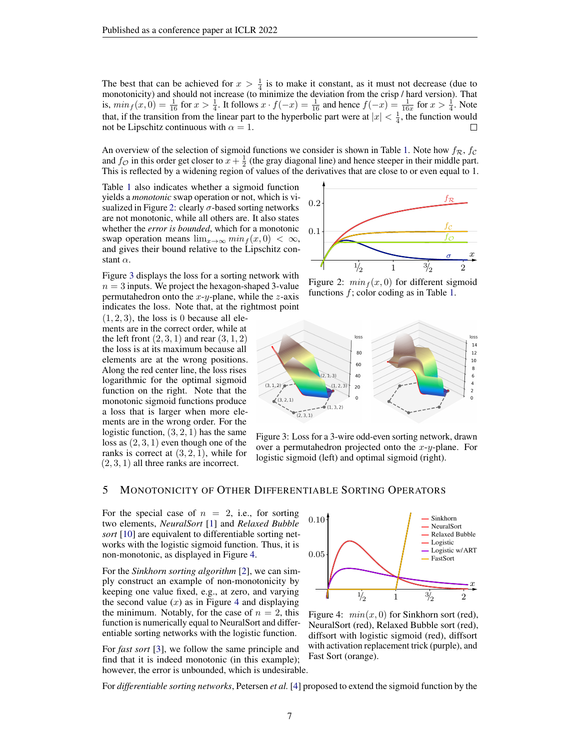The best that can be achieved for $x > \frac{1}{4}$ is to make it constant, as it must not decrease (due to monotonicity) and should not increase (to minimize the deviation from the crisp / hard version). That is, $min_f(x, 0) = \frac{1}{16}$ for $x > \frac{1}{4}$. It follows $x \cdot f(-x) = \frac{1}{16}$ and hence $f(-x) = \frac{1}{16x}$ for $x > \frac{1}{4}$. Note that, if the transition from the linear part to the hyperbolic part were at $|x| < \frac{1}{4}$, the function would not be Lipschitz continuous with $\alpha = 1$. □

An overview of the selection of sigmoid functions we consider is shown in Table 1. Note how $f_{\mathcal{R}}$, $f_{\mathcal{C}}$ and $f_{\mathcal{O}}$ in this order get closer to $x + \frac{1}{2}$ (the gray diagonal line) and hence steeper in their middle part. This is reflected by a widening region of values of the derivatives that are close to or even equal to 1.

Table 1 also indicates whether a sigmoid function yields a *monotonic* swap operation or not, which is visualized in Figure 2: clearly $\sigma$-based sorting networks are not monotonic, while all others are. It also states whether the *error is bounded*, which for a monotonic swap operation means $\lim_{x\to\infty} min_f(x, 0) < \infty$, and gives their bound relative to the Lipschitz constant $\alpha$.

Figure 2: $min_f(x, 0)$ for different sigmoid functions $f$; color coding as in Table 1.

Figure 3 displays the loss for a sorting network with $n = 3$ inputs. We project the hexagon-shaped 3-value permutahedron onto the $x$-$y$-plane, while the $z$-axis indicates the loss. Note that, at the rightmost point $(1, 2, 3)$, the loss is 0 because all elements are in the correct order, while at the left front $(2, 3, 1)$ and rear $(3, 1, 2)$ the loss is at its maximum because all elements are at the wrong positions. Along the red center line, the loss rises logarithmic for the optimal sigmoid function on the right. Note that the monotonic sigmoid functions produce a loss that is larger when more elements are in the wrong order. For the logistic function, $(3, 2, 1)$ has the same loss as $(2, 3, 1)$ even though one of the ranks is correct at $(3, 2, 1)$, while for $(2, 3, 1)$ all three ranks are incorrect.

Figure 3: Loss for a 3-wire odd-even sorting network, drawn over a permutahedron projected onto the $x$-$y$-plane. For logistic sigmoid (left) and optimal sigmoid (right).

## 5 Monotonicity of Other Differentiable Sorting Operators

For the special case of $n = 2$, i.e., for sorting two elements, *NeuralSort* [1] and *Relaxed Bubble sort* [10] are equivalent to differentiable sorting networks with the logistic sigmoid function. Thus, it is non-monotonic, as displayed in Figure 4.

For the *Sinkhorn sorting algorithm* [2], we can simply construct an example of non-monotonicity by keeping one value fixed, e.g., at zero, and varying the second value ($x$) as in Figure 4 and displaying the minimum. Notably, for the case of $n = 2$, this function is numerically equal to NeuralSort and differentiable sorting networks with the logistic function.

For *fast sort* [3], we follow the same principle and find that it is indeed monotonic (in this example); however, the error is unbounded, which is undesirable.

Figure 4: $min(x, 0)$ for Sinkhorn sort (red), NeuralSort (red), Relaxed Bubble sort (red), diffsort with logistic sigmoid (red), diffsort with activation replacement trick (purple), and Fast Sort (orange).

For *differentiable sorting networks*, Petersen *et al.* [4] proposed to extend the sigmoid function by the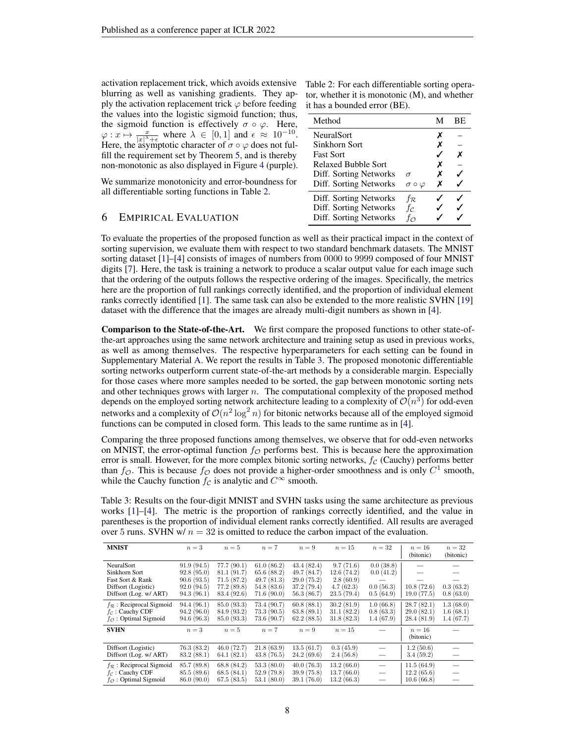activation replacement trick, which avoids extensive blurring as well as vanishing gradients. They apply the activation replacement trick $\varphi$ before feeding the values into the logistic sigmoid function; thus, the sigmoid function is effectively $\sigma \circ \varphi$. Here, $\varphi : x \mapsto \frac{x}{|x|^\lambda + \epsilon}$ where $\lambda \in [0, 1]$ and $\epsilon \approx 10^{-10}$. Here, the asymptotic character of $\sigma \circ \varphi$ does not fulfill the requirement set by Theorem 5, and is thereby non-monotonic as also displayed in Figure 4 (purple).

We summarize monotonicity and error-boundness for all differentiable sorting functions in Table 2.

Table 2: For each differentiable sorting operator, whether it is monotonic (M), and whether it has a bounded error (BE).

| Method | | M | BE |
|---|---|---|---|
| NeuralSort | | ✗ | – |
| Sinkhorn Sort | | ✗ | – |
| Fast Sort | | ✓ | ✗ |
| Relaxed Bubble Sort | | ✗ | – |
| Diff. Sorting Networks | $\sigma$ | ✗ | ✓ |
| Diff. Sorting Networks | $\sigma \circ \varphi$ | ✗ | ✓ |
| Diff. Sorting Networks | $f_\mathcal{R}$ | ✓ | ✓ |
| Diff. Sorting Networks | $f_\mathcal{C}$ | ✓ | ✓ |
| Diff. Sorting Networks | $f_\mathcal{O}$ | ✓ | ✓ |

## 6 Empirical Evaluation

To evaluate the properties of the proposed function as well as their practical impact in the context of sorting supervision, we evaluate them with respect to two standard benchmark datasets. The MNIST sorting dataset [1]–[4] consists of images of numbers from 0000 to 9999 composed of four MNIST digits [7]. Here, the task is training a network to produce a scalar output value for each image such that the ordering of the outputs follows the respective ordering of the images. Specifically, the metrics here are the proportion of full rankings correctly identified, and the proportion of individual element ranks correctly identified [1]. The same task can also be extended to the more realistic SVHN [19] dataset with the difference that the images are already multi-digit numbers as shown in [4].

**Comparison to the State-of-the-Art.** We first compare the proposed functions to other state-of-the-art approaches using the same network architecture and training setup as used in previous works, as well as among themselves. The respective hyperparameters for each setting can be found in Supplementary Material A. We report the results in Table 3. The proposed monotonic differentiable sorting networks outperform current state-of-the-art methods by a considerable margin. Especially for those cases where more samples needed to be sorted, the gap between monotonic sorting nets and other techniques grows with larger $n$. The computational complexity of the proposed method depends on the employed sorting network architecture leading to a complexity of $\mathcal{O}(n^3)$ for odd-even networks and a complexity of $\mathcal{O}(n^2 \log^2 n)$ for bitonic networks because all of the employed sigmoid functions can be computed in closed form. This leads to the same runtime as in [4].

Comparing the three proposed functions among themselves, we observe that for odd-even networks on MNIST, the error-optimal function $f_\mathcal{O}$ performs best. This is because here the approximation error is small. However, for the more complex bitonic sorting networks, $f_\mathcal{C}$ (Cauchy) performs better than $f_\mathcal{O}$. This is because $f_\mathcal{O}$ does not provide a higher-order smoothness and is only $C^1$ smooth, while the Cauchy function $f_\mathcal{C}$ is analytic and $C^\infty$ smooth.

Table 3: Results on the four-digit MNIST and SVHN tasks using the same architecture as previous works [1]–[4]. The metric is the proportion of rankings correctly identified, and the value in parentheses is the proportion of individual element ranks correctly identified. All results are averaged over 5 runs. SVHN w/ $n = 32$ is omitted to reduce the carbon impact of the evaluation.

| **MNIST** | $n=3$ | $n=5$ | $n=7$ | $n=9$ | $n=15$ | $n=32$ | $n=16$ (bitonic) | $n=32$ (bitonic) |
|---|---|---|---|---|---|---|---|---|
| NeuralSort | 91.9 (94.5) | 77.7 (90.1) | 61.0 (86.2) | 43.4 (82.4) | 9.7 (71.6) | 0.0 (38.8) | — | — |
| Sinkhorn Sort | 92.8 (95.0) | 81.1 (91.7) | 65.6 (88.2) | 49.7 (84.7) | 12.6 (74.2) | 0.0 (41.2) | — | — |
| Fast Sort & Rank | 90.6 (93.5) | 71.5 (87.2) | 49.7 (81.3) | 29.0 (75.2) | 2.8 (60.9) | — | — | — |
| Diffsort (Logistic) | 92.0 (94.5) | 77.2 (89.8) | 54.8 (83.6) | 37.2 (79.4) | 4.7 (62.3) | 0.0 (56.3) | 10.8 (72.6) | 0.3 (63.2) |
| Diffsort (Log. w/ ART) | 94.3 (96.1) | 83.4 (92.6) | 71.6 (90.0) | 56.3 (86.7) | 23.5 (79.4) | 0.5 (64.9) | 19.0 (77.5) | 0.8 (63.0) |
| $f_\mathcal{R}$ : Reciprocal Sigmoid | 94.4 (96.1) | 85.0 (93.3) | 73.4 (90.7) | 60.8 (88.1) | 30.2 (81.9) | 1.0 (66.8) | 28.7 (82.1) | 1.3 (68.0) |
| $f_\mathcal{C}$ : Cauchy CDF | 94.2 (96.0) | 84.9 (93.2) | 73.3 (90.5) | 63.8 (89.1) | 31.1 (82.2) | 0.8 (63.3) | 29.0 (82.1) | 1.6 (68.1) |
| $f_\mathcal{O}$ : Optimal Sigmoid | 94.6 (96.3) | 85.0 (93.3) | 73.6 (90.7) | 62.2 (88.5) | 31.8 (82.3) | 1.4 (67.9) | 28.4 (81.9) | 1.4 (67.7) |
| **SVHN** | $n=3$ | $n=5$ | $n=7$ | $n=9$ | $n=15$ | — | $n=16$ (bitonic) | — |
| Diffsort (Logistic) | 76.3 (83.2) | 46.0 (72.7) | 21.8 (63.9) | 13.5 (61.7) | 0.3 (45.9) | — | 1.2 (50.6) | — |
| Diffsort (Log. w/ ART) | 83.2 (88.1) | 64.1 (82.1) | 43.8 (76.5) | 24.2 (69.6) | 2.4 (56.8) | — | 3.4 (59.2) | — |
| $f_\mathcal{R}$ : Reciprocal Sigmoid | 85.7 (89.8) | 68.8 (84.2) | 53.3 (80.0) | 40.0 (76.3) | 13.2 (66.0) | — | 11.5 (64.9) | — |
| $f_\mathcal{C}$ : Cauchy CDF | 85.5 (89.6) | 68.5 (84.1) | 52.9 (79.8) | 39.9 (75.8) | 13.7 (66.0) | — | 12.2 (65.6) | — |
| $f_\mathcal{O}$ : Optimal Sigmoid | 86.0 (90.0) | 67.5 (83.5) | 53.1 (80.0) | 39.1 (76.0) | 13.2 (66.3) | — | 10.6 (66.8) | — |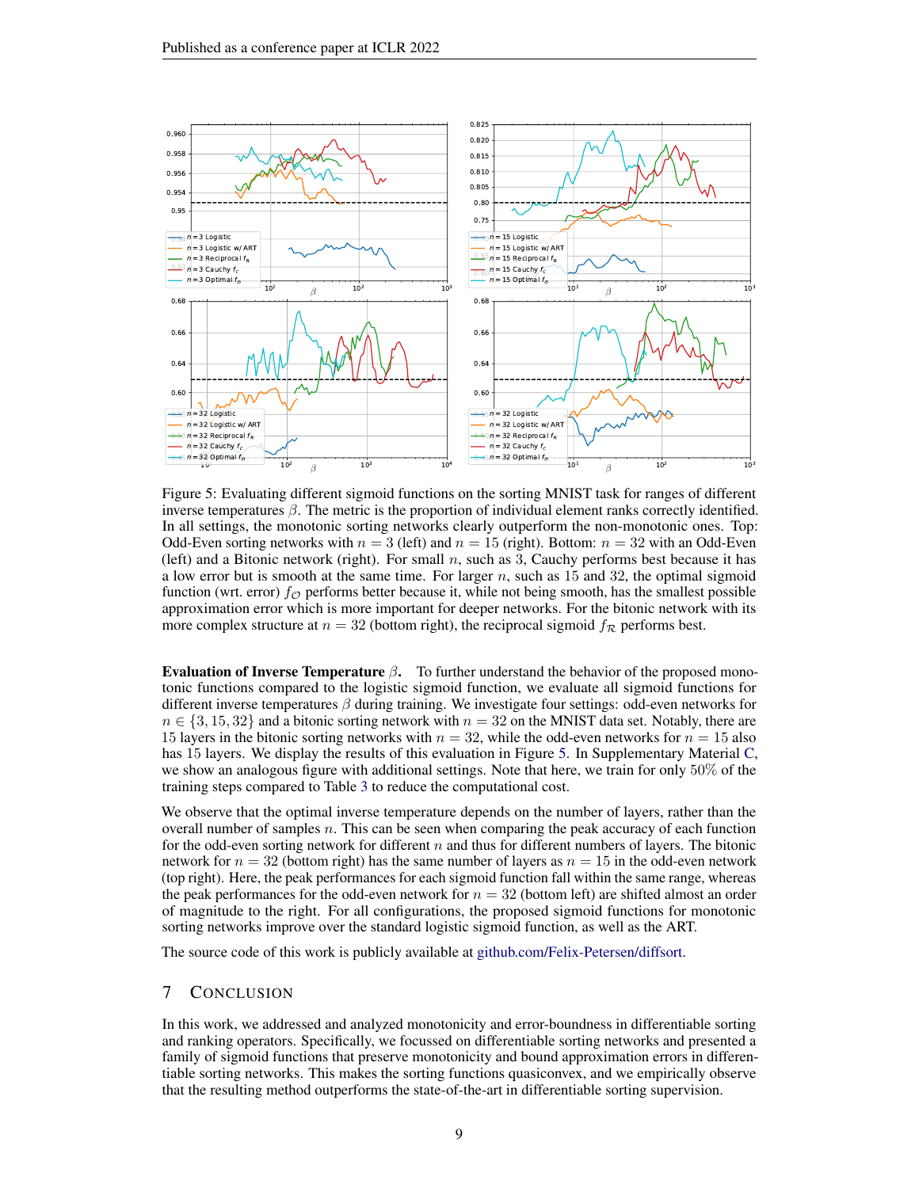Figure 5: Evaluating different sigmoid functions on the sorting MNIST task for ranges of different inverse temperatures $\beta$. The metric is the proportion of individual element ranks correctly identified. In all settings, the monotonic sorting networks clearly outperform the non-monotonic ones. Top: Odd-Even sorting networks with $n = 3$ (left) and $n = 15$ (right). Bottom: $n = 32$ with an Odd-Even (left) and a Bitonic network (right). For small $n$, such as 3, Cauchy performs best because it has a low error but is smooth at the same time. For larger $n$, such as 15 and 32, the optimal sigmoid function (wrt. error) $f_{\mathcal{O}}$ performs better because it, while not being smooth, has the smallest possible approximation error which is more important for deeper networks. For the bitonic network with its more complex structure at $n = 32$ (bottom right), the reciprocal sigmoid $f_{\mathcal{R}}$ performs best.

**Evaluation of Inverse Temperature $\beta$.** To further understand the behavior of the proposed monotonic functions compared to the logistic sigmoid function, we evaluate all sigmoid functions for different inverse temperatures $\beta$ during training. We investigate four settings: odd-even networks for $n \in \{3, 15, 32\}$ and a bitonic sorting network with $n = 32$ on the MNIST data set. Notably, there are 15 layers in the bitonic sorting networks with $n = 32$, while the odd-even networks for $n = 15$ also has 15 layers. We display the results of this evaluation in Figure 5. In Supplementary Material C, we show an analogous figure with additional settings. Note that here, we train for only 50% of the training steps compared to Table 3 to reduce the computational cost.

We observe that the optimal inverse temperature depends on the number of layers, rather than the overall number of samples $n$. This can be seen when comparing the peak accuracy of each function for the odd-even sorting network for different $n$ and thus for different numbers of layers. The bitonic network for $n = 32$ (bottom right) has the same number of layers as $n = 15$ in the odd-even network (top right). Here, the peak performances for each sigmoid function fall within the same range, whereas the peak performances for the odd-even network for $n = 32$ (bottom left) are shifted almost an order of magnitude to the right. For all configurations, the proposed sigmoid functions for monotonic sorting networks improve over the standard logistic sigmoid function, as well as the ART.

The source code of this work is publicly available at github.com/Felix-Petersen/diffsort.

## 7 Conclusion

In this work, we addressed and analyzed monotonicity and error-boundness in differentiable sorting and ranking operators. Specifically, we focussed on differentiable sorting networks and presented a family of sigmoid functions that preserve monotonicity and bound approximation errors in differentiable sorting networks. This makes the sorting functions quasiconvex, and we empirically observe that the resulting method outperforms the state-of-the-art in differentiable sorting supervision.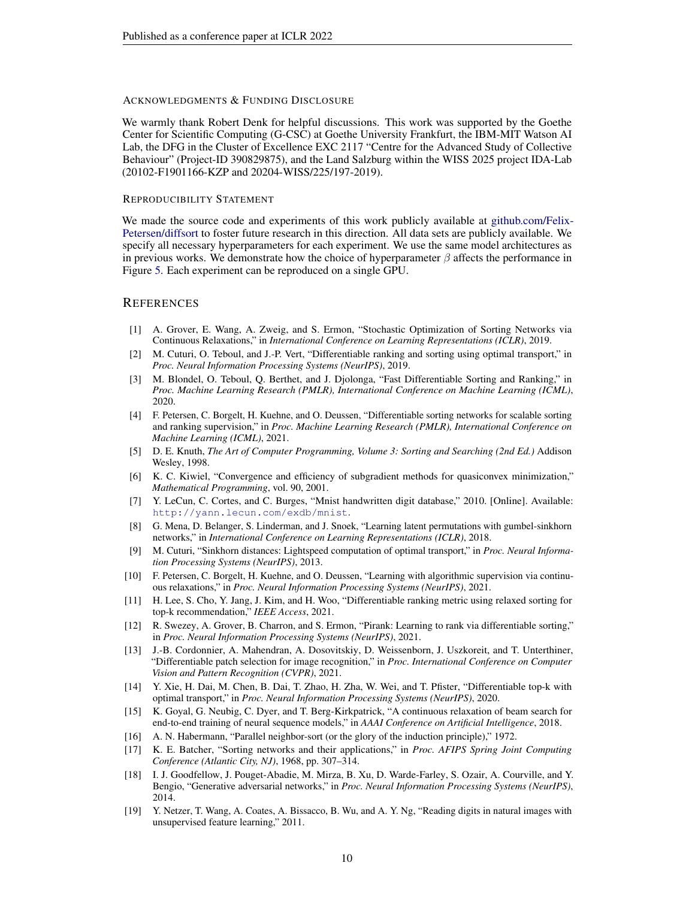#### Acknowledgments & Funding Disclosure

We warmly thank Robert Denk for helpful discussions. This work was supported by the Goethe Center for Scientific Computing (G-CSC) at Goethe University Frankfurt, the IBM-MIT Watson AI Lab, the DFG in the Cluster of Excellence EXC 2117 "Centre for the Advanced Study of Collective Behaviour" (Project-ID 390829875), and the Land Salzburg within the WISS 2025 project IDA-Lab (20102-F1901166-KZP and 20204-WISS/225/197-2019).

#### Reproducibility Statement

We made the source code and experiments of this work publicly available at github.com/Felix-Petersen/diffsort to foster future research in this direction. All data sets are publicly available. We specify all necessary hyperparameters for each experiment. We use the same model architectures as in previous works. We demonstrate how the choice of hyperparameter $\beta$ affects the performance in Figure 5. Each experiment can be reproduced on a single GPU.

## References

[1] A. Grover, E. Wang, A. Zweig, and S. Ermon, "Stochastic Optimization of Sorting Networks via Continuous Relaxations," in *International Conference on Learning Representations (ICLR)*, 2019.

[2] M. Cuturi, O. Teboul, and J.-P. Vert, "Differentiable ranking and sorting using optimal transport," in *Proc. Neural Information Processing Systems (NeurIPS)*, 2019.

[3] M. Blondel, O. Teboul, Q. Berthet, and J. Djolonga, "Fast Differentiable Sorting and Ranking," in *Proc. Machine Learning Research (PMLR), International Conference on Machine Learning (ICML)*, 2020.

[4] F. Petersen, C. Borgelt, H. Kuehne, and O. Deussen, "Differentiable sorting networks for scalable sorting and ranking supervision," in *Proc. Machine Learning Research (PMLR), International Conference on Machine Learning (ICML)*, 2021.

[5] D. E. Knuth, *The Art of Computer Programming, Volume 3: Sorting and Searching (2nd Ed.)* Addison Wesley, 1998.

[6] K. C. Kiwiel, "Convergence and efficiency of subgradient methods for quasiconvex minimization," *Mathematical Programming*, vol. 90, 2001.

[7] Y. LeCun, C. Cortes, and C. Burges, "Mnist handwritten digit database," 2010. [Online]. Available: `http://yann.lecun.com/exdb/mnist`.

[8] G. Mena, D. Belanger, S. Linderman, and J. Snoek, "Learning latent permutations with gumbel-sinkhorn networks," in *International Conference on Learning Representations (ICLR)*, 2018.

[9] M. Cuturi, "Sinkhorn distances: Lightspeed computation of optimal transport," in *Proc. Neural Information Processing Systems (NeurIPS)*, 2013.

[10] F. Petersen, C. Borgelt, H. Kuehne, and O. Deussen, "Learning with algorithmic supervision via continuous relaxations," in *Proc. Neural Information Processing Systems (NeurIPS)*, 2021.

[11] H. Lee, S. Cho, Y. Jang, J. Kim, and H. Woo, "Differentiable ranking metric using relaxed sorting for top-k recommendation," *IEEE Access*, 2021.

[12] R. Swezey, A. Grover, B. Charron, and S. Ermon, "Pirank: Learning to rank via differentiable sorting," in *Proc. Neural Information Processing Systems (NeurIPS)*, 2021.

[13] J.-B. Cordonnier, A. Mahendran, A. Dosovitskiy, D. Weissenborn, J. Uszkoreit, and T. Unterthiner, "Differentiable patch selection for image recognition," in *Proc. International Conference on Computer Vision and Pattern Recognition (CVPR)*, 2021.

[14] Y. Xie, H. Dai, M. Chen, B. Dai, T. Zhao, H. Zha, W. Wei, and T. Pfister, "Differentiable top-k with optimal transport," in *Proc. Neural Information Processing Systems (NeurIPS)*, 2020.

[15] K. Goyal, G. Neubig, C. Dyer, and T. Berg-Kirkpatrick, "A continuous relaxation of beam search for end-to-end training of neural sequence models," in *AAAI Conference on Artificial Intelligence*, 2018.

[16] A. N. Habermann, "Parallel neighbor-sort (or the glory of the induction principle)," 1972.

[17] K. E. Batcher, "Sorting networks and their applications," in *Proc. AFIPS Spring Joint Computing Conference (Atlantic City, NJ)*, 1968, pp. 307–314.

[18] I. J. Goodfellow, J. Pouget-Abadie, M. Mirza, B. Xu, D. Warde-Farley, S. Ozair, A. Courville, and Y. Bengio, "Generative adversarial networks," in *Proc. Neural Information Processing Systems (NeurIPS)*, 2014.

[19] Y. Netzer, T. Wang, A. Coates, A. Bissacco, B. Wu, and A. Y. Ng, "Reading digits in natural images with unsupervised feature learning," 2011.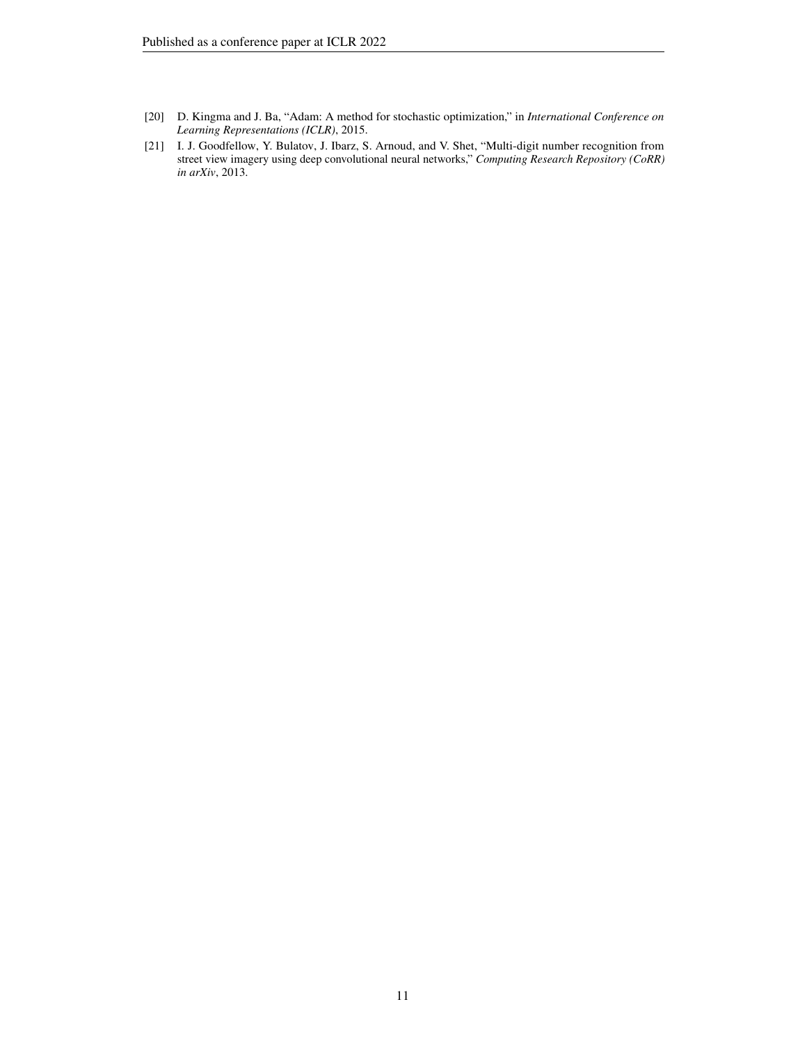[20] D. Kingma and J. Ba, “Adam: A method for stochastic optimization,” in *International Conference on Learning Representations (ICLR)*, 2015.

[21] I. J. Goodfellow, Y. Bulatov, J. Ibarz, S. Arnoud, and V. Shet, “Multi-digit number recognition from street view imagery using deep convolutional neural networks,” *Computing Research Repository (CoRR) in arXiv*, 2013.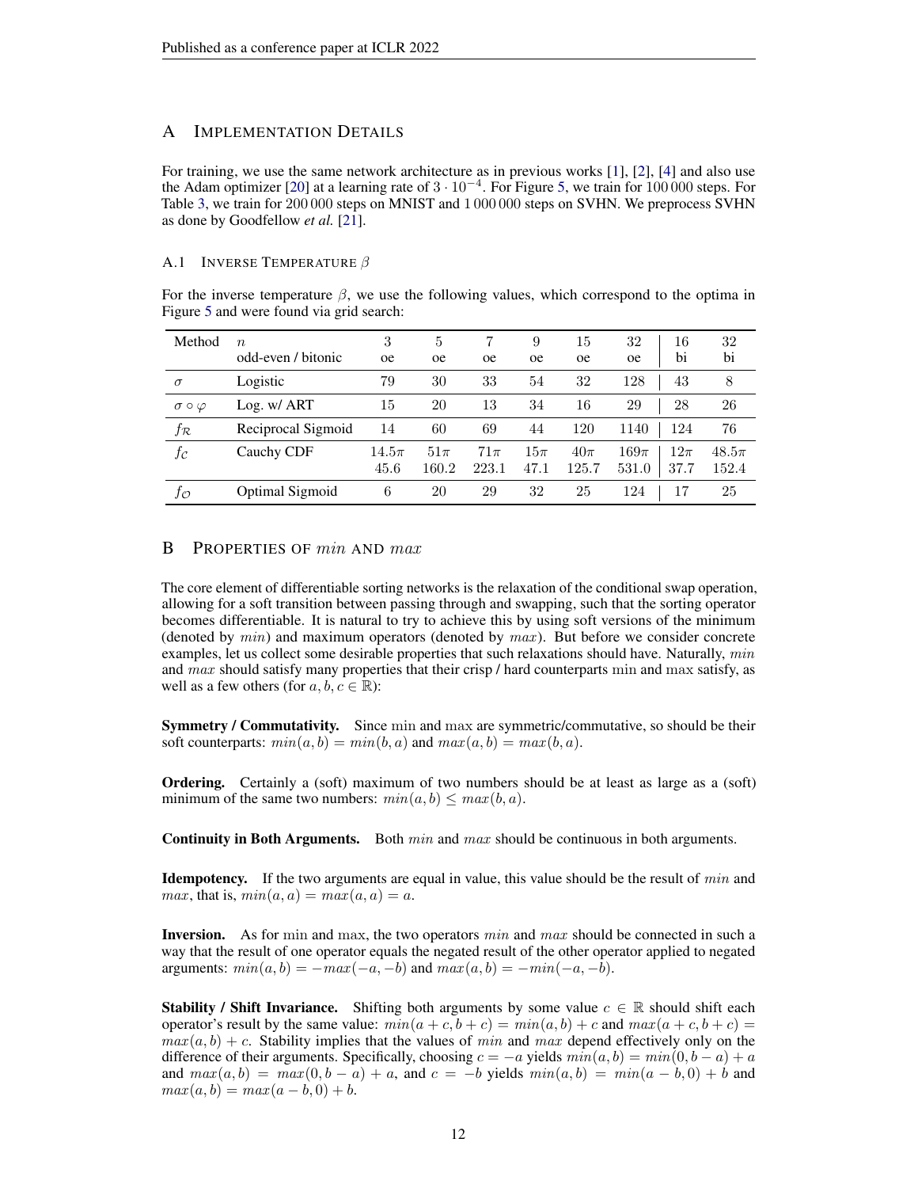## A Implementation Details

For training, we use the same network architecture as in previous works [1], [2], [4] and also use the Adam optimizer [20] at a learning rate of $3 \cdot 10^{-4}$. For Figure 5, we train for $100\,000$ steps. For Table 3, we train for $200\,000$ steps on MNIST and $1\,000\,000$ steps on SVHN. We preprocess SVHN as done by Goodfellow *et al.* [21].

### A.1 Inverse Temperature $\beta$

For the inverse temperature $\beta$, we use the following values, which correspond to the optima in Figure 5 and were found via grid search:

| Method | $n$ / odd-even / bitonic | 3 oe | 5 oe | 7 oe | 9 oe | 15 oe | 32 oe | 16 bi | 32 bi |
|---|---|---|---|---|---|---|---|---|---|
| $\sigma$ | Logistic | 79 | 30 | 33 | 54 | 32 | 128 | 43 | 8 |
| $\sigma \circ \varphi$ | Log. w/ ART | 15 | 20 | 13 | 34 | 16 | 29 | 28 | 26 |
| $f_{\mathcal{R}}$ | Reciprocal Sigmoid | 14 | 60 | 69 | 44 | 120 | 1140 | 124 | 76 |
| $f_{\mathcal{C}}$ | Cauchy CDF | $14.5\pi$ 45.6 | $51\pi$ 160.2 | $71\pi$ 223.1 | $15\pi$ 47.1 | $40\pi$ 125.7 | $169\pi$ 531.0 | $12\pi$ 37.7 | $48.5\pi$ 152.4 |
| $f_{\mathcal{O}}$ | Optimal Sigmoid | 6 | 20 | 29 | 32 | 25 | 124 | 17 | 25 |

## B Properties of $min$ and $max$

The core element of differentiable sorting networks is the relaxation of the conditional swap operation, allowing for a soft transition between passing through and swapping, such that the sorting operator becomes differentiable. It is natural to try to achieve this by using soft versions of the minimum (denoted by $min$) and maximum operators (denoted by $max$). But before we consider concrete examples, let us collect some desirable properties that such relaxations should have. Naturally, $min$ and $max$ should satisfy many properties that their crisp / hard counterparts $\min$ and $\max$ satisfy, as well as a few others (for $a, b, c \in \mathbb{R}$):

**Symmetry / Commutativity.** Since $\min$ and $\max$ are symmetric/commutative, so should be their soft counterparts: $min(a, b) = min(b, a)$ and $max(a, b) = max(b, a)$.

**Ordering.** Certainly a (soft) maximum of two numbers should be at least as large as a (soft) minimum of the same two numbers: $min(a, b) \leq max(b, a)$.

**Continuity in Both Arguments.** Both $min$ and $max$ should be continuous in both arguments.

**Idempotency.** If the two arguments are equal in value, this value should be the result of $min$ and $max$, that is, $min(a, a) = max(a, a) = a$.

**Inversion.** As for $\min$ and $\max$, the two operators $min$ and $max$ should be connected in such a way that the result of one operator equals the negated result of the other operator applied to negated arguments: $min(a, b) = -max(-a, -b)$ and $max(a, b) = -min(-a, -b)$.

**Stability / Shift Invariance.** Shifting both arguments by some value $c \in \mathbb{R}$ should shift each operator's result by the same value: $min(a + c, b + c) = min(a, b) + c$ and $max(a + c, b + c) = max(a, b) + c$. Stability implies that the values of $min$ and $max$ depend effectively only on the difference of their arguments. Specifically, choosing $c = -a$ yields $min(a, b) = min(0, b - a) + a$ and $max(a, b) = max(0, b - a) + a$, and $c = -b$ yields $min(a, b) = min(a - b, 0) + b$ and $max(a, b) = max(a - b, 0) + b$.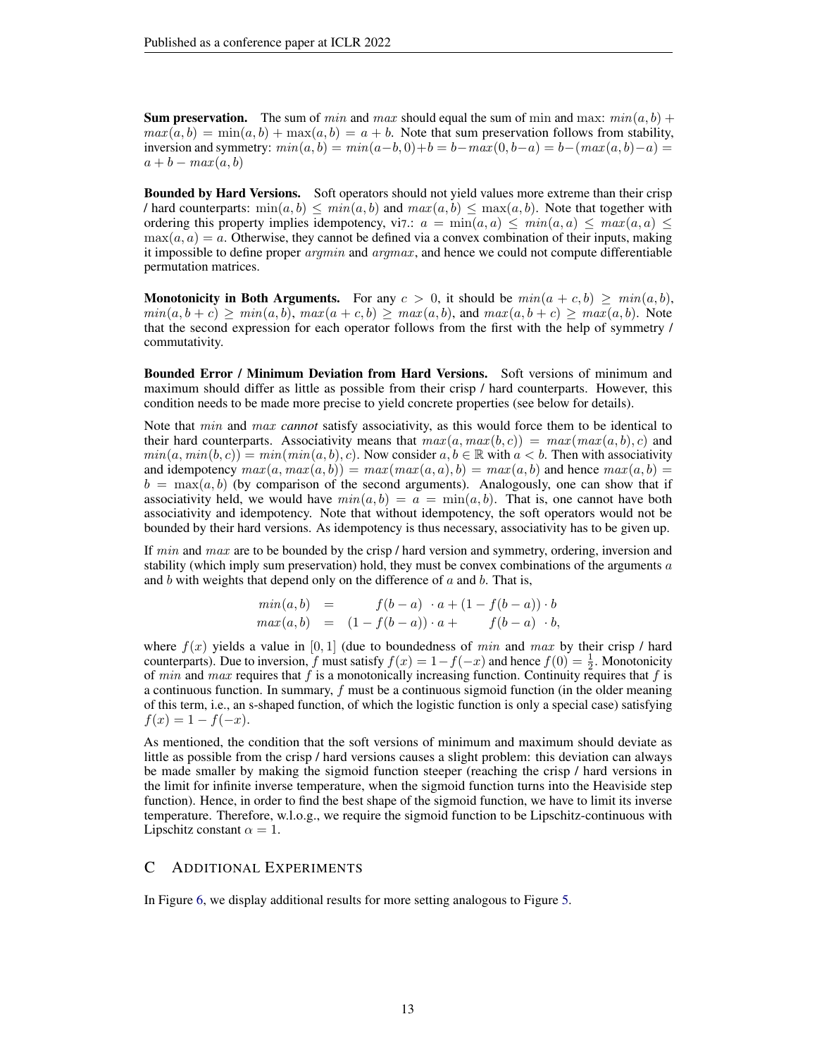**Sum preservation.** The sum of $min$ and $max$ should equal the sum of $\min$ and $\max$: $min(a, b) + max(a, b) = \min(a, b) + \max(a, b) = a + b$. Note that sum preservation follows from stability, inversion and symmetry: $min(a, b) = min(a-b, 0)+b = b-max(0, b-a) = b-(max(a, b)-a) = a + b - max(a, b)$

**Bounded by Hard Versions.** Soft operators should not yield values more extreme than their crisp / hard counterparts: $\min(a, b) \leq min(a, b)$ and $max(a, b) \leq \max(a, b)$. Note that together with ordering this property implies idempotency, vi7.: $a = \min(a, a) \leq min(a, a) \leq max(a, a) \leq \max(a, a) = a$. Otherwise, they cannot be defined via a convex combination of their inputs, making it impossible to define proper $argmin$ and $argmax$, and hence we could not compute differentiable permutation matrices.

**Monotonicity in Both Arguments.** For any $c > 0$, it should be $min(a + c, b) \geq min(a, b)$, $min(a, b + c) \geq min(a, b)$, $max(a + c, b) \geq max(a, b)$, and $max(a, b + c) \geq max(a, b)$. Note that the second expression for each operator follows from the first with the help of symmetry / commutativity.

**Bounded Error / Minimum Deviation from Hard Versions.** Soft versions of minimum and maximum should differ as little as possible from their crisp / hard counterparts. However, this condition needs to be made more precise to yield concrete properties (see below for details).

Note that $min$ and $max$ *cannot* satisfy associativity, as this would force them to be identical to their hard counterparts. Associativity means that $max(a, max(b, c)) = max(max(a, b), c)$ and $min(a, min(b, c)) = min(min(a, b), c)$. Now consider $a, b \in \mathbb{R}$ with $a < b$. Then with associativity and idempotency $max(a, max(a, b)) = max(max(a, a), b) = max(a, b)$ and hence $max(a, b) = b = \max(a, b)$ (by comparison of the second arguments). Analogously, one can show that if associativity held, we would have $min(a, b) = a = \min(a, b)$. That is, one cannot have both associativity and idempotency. Note that without idempotency, the soft operators would not be bounded by their hard versions. As idempotency is thus necessary, associativity has to be given up.

If $min$ and $max$ are to be bounded by the crisp / hard version and symmetry, ordering, inversion and stability (which imply sum preservation) hold, they must be convex combinations of the arguments $a$ and $b$ with weights that depend only on the difference of $a$ and $b$. That is,

$$
\begin{aligned}
min(a, b) &= \quad\quad f(b-a) \cdot a + (1 - f(b-a)) \cdot b \\
max(a, b) &= (1 - f(b-a)) \cdot a + \quad\quad f(b-a) \cdot b,
\end{aligned}
$$

where $f(x)$ yields a value in $[0, 1]$ (due to boundedness of $min$ and $max$ by their crisp / hard counterparts). Due to inversion, $f$ must satisfy $f(x) = 1-f(-x)$ and hence $f(0) = \frac{1}{2}$. Monotonicity of $min$ and $max$ requires that $f$ is a monotonically increasing function. Continuity requires that $f$ is a continuous function. In summary, $f$ must be a continuous sigmoid function (in the older meaning of this term, i.e., an s-shaped function, of which the logistic function is only a special case) satisfying $f(x) = 1 - f(-x)$.

As mentioned, the condition that the soft versions of minimum and maximum should deviate as little as possible from the crisp / hard versions causes a slight problem: this deviation can always be made smaller by making the sigmoid function steeper (reaching the crisp / hard versions in the limit for infinite inverse temperature, when the sigmoid function turns into the Heaviside step function). Hence, in order to find the best shape of the sigmoid function, we have to limit its inverse temperature. Therefore, w.l.o.g., we require the sigmoid function to be Lipschitz-continuous with Lipschitz constant $\alpha = 1$.

# C Additional Experiments

In Figure 6, we display additional results for more setting analogous to Figure 5.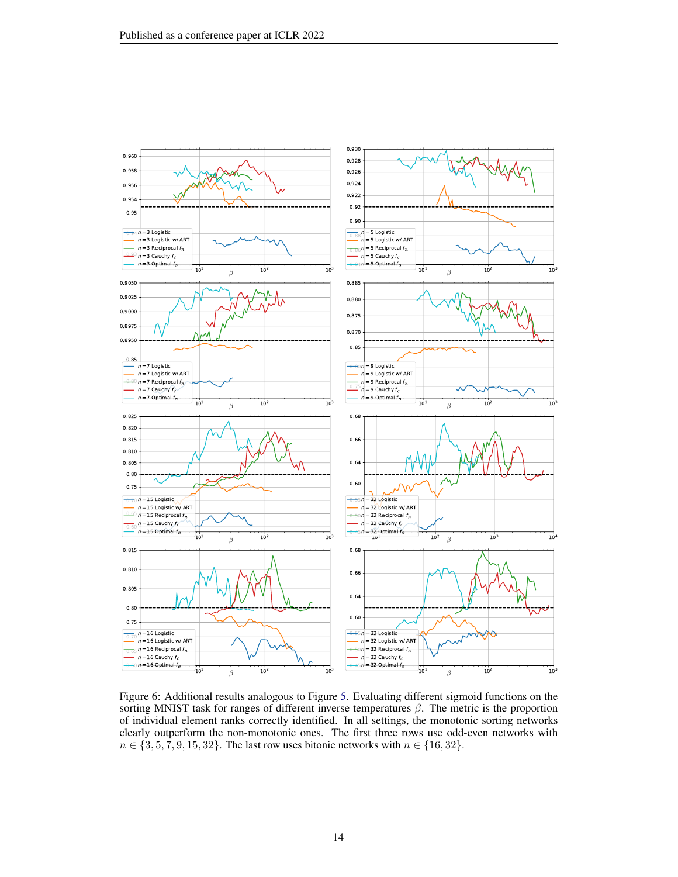Figure 6: Additional results analogous to Figure 5. Evaluating different sigmoid functions on the sorting MNIST task for ranges of different inverse temperatures $\beta$. The metric is the proportion of individual element ranks correctly identified. In all settings, the monotonic sorting networks clearly outperform the non-monotonic ones. The first three rows use odd-even networks with $n \in \{3, 5, 7, 9, 15, 32\}$. The last row uses bitonic networks with $n \in \{16, 32\}$.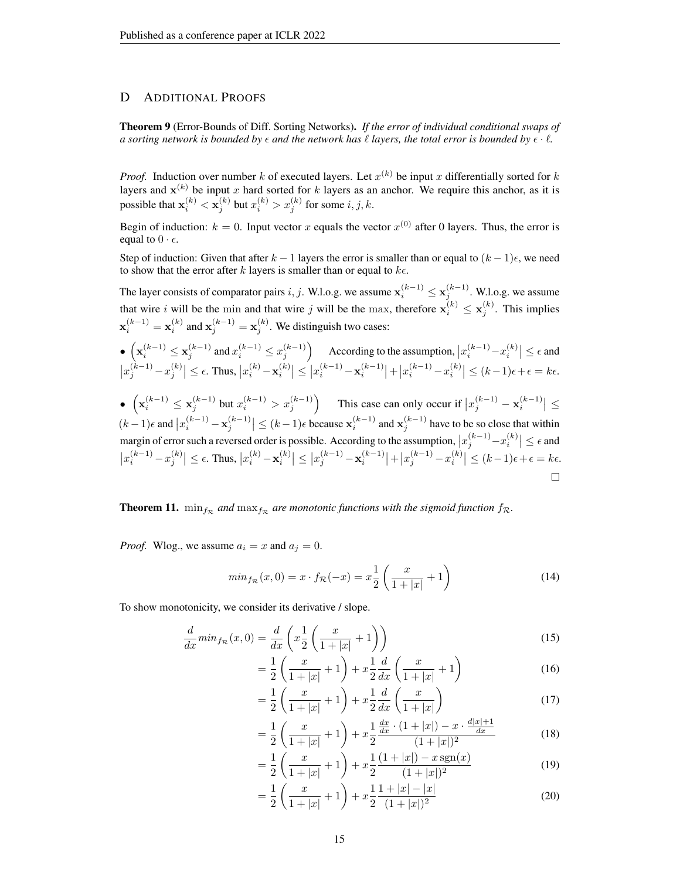## D Additional Proofs

**Theorem 9** (Error-Bounds of Diff. Sorting Networks). *If the error of individual conditional swaps of a sorting network is bounded by $\epsilon$ and the network has $\ell$ layers, the total error is bounded by $\epsilon \cdot \ell$.*

*Proof.* Induction over number $k$ of executed layers. Let $x^{(k)}$ be input $x$ differentially sorted for $k$ layers and $\mathbf{x}^{(k)}$ be input $x$ hard sorted for $k$ layers as an anchor. We require this anchor, as it is possible that $\mathbf{x}_i^{(k)} < \mathbf{x}_j^{(k)}$ but $x_i^{(k)} > x_j^{(k)}$ for some $i, j, k$.

Begin of induction: $k = 0$. Input vector $x$ equals the vector $x^{(0)}$ after 0 layers. Thus, the error is equal to $0 \cdot \epsilon$.

Step of induction: Given that after $k-1$ layers the error is smaller than or equal to $(k-1)\epsilon$, we need to show that the error after $k$ layers is smaller than or equal to $k\epsilon$.

The layer consists of comparator pairs $i, j$. W.l.o.g. we assume $\mathbf{x}_i^{(k-1)} \leq \mathbf{x}_j^{(k-1)}$. W.l.o.g. we assume that wire $i$ will be the min and that wire $j$ will be the max, therefore $\mathbf{x}_i^{(k)} \leq \mathbf{x}_j^{(k)}$. This implies $\mathbf{x}_i^{(k-1)} = \mathbf{x}_i^{(k)}$ and $\mathbf{x}_j^{(k-1)} = \mathbf{x}_j^{(k)}$. We distinguish two cases:

- $\left(\mathbf{x}_i^{(k-1)} \leq \mathbf{x}_j^{(k-1)} \text{ and } x_i^{(k-1)} \leq x_j^{(k-1)}\right)$ According to the assumption, $\left|x_i^{(k-1)} - x_i^{(k)}\right| \leq \epsilon$ and $\left|x_j^{(k-1)} - x_j^{(k)}\right| \leq \epsilon$. Thus, $\left|x_i^{(k)} - \mathbf{x}_i^{(k)}\right| \leq \left|x_i^{(k-1)} - \mathbf{x}_i^{(k-1)}\right| + \left|x_i^{(k-1)} - x_i^{(k)}\right| \leq (k-1)\epsilon + \epsilon = k\epsilon$.

- $\left(\mathbf{x}_i^{(k-1)} \leq \mathbf{x}_j^{(k-1)} \text{ but } x_i^{(k-1)} > x_j^{(k-1)}\right)$ This case can only occur if $\left|x_j^{(k-1)} - \mathbf{x}_i^{(k-1)}\right| \leq (k-1)\epsilon$ and $\left|x_i^{(k-1)} - \mathbf{x}_j^{(k-1)}\right| \leq (k-1)\epsilon$ because $\mathbf{x}_i^{(k-1)}$ and $\mathbf{x}_j^{(k-1)}$ have to be so close that within margin of error such a reversed order is possible. According to the assumption, $\left|x_j^{(k-1)} - x_i^{(k)}\right| \leq \epsilon$ and $\left|x_i^{(k-1)} - x_j^{(k)}\right| \leq \epsilon$. Thus, $\left|x_i^{(k)} - \mathbf{x}_i^{(k)}\right| \leq \left|x_j^{(k-1)} - \mathbf{x}_i^{(k-1)}\right| + \left|x_j^{(k-1)} - x_i^{(k)}\right| \leq (k-1)\epsilon + \epsilon = k\epsilon$.

$\square$

**Theorem 11.** $\min_{f_\mathcal{R}}$ *and* $\max_{f_\mathcal{R}}$ *are monotonic functions with the sigmoid function* $f_\mathcal{R}$.

*Proof.* Wlog., we assume $a_i = x$ and $a_j = 0$.

$$min_{f_\mathcal{R}}(x, 0) = x \cdot f_\mathcal{R}(-x) = x \frac{1}{2}\left(\frac{x}{1+|x|} + 1\right) \tag{14}$$

To show monotonicity, we consider its derivative / slope.

$$\frac{d}{dx} min_{f_\mathcal{R}}(x, 0) = \frac{d}{dx}\left(x \frac{1}{2}\left(\frac{x}{1+|x|} + 1\right)\right) \tag{15}$$

$$= \frac{1}{2}\left(\frac{x}{1+|x|} + 1\right) + x\frac{1}{2}\frac{d}{dx}\left(\frac{x}{1+|x|} + 1\right) \tag{16}$$

$$= \frac{1}{2}\left(\frac{x}{1+|x|} + 1\right) + x\frac{1}{2}\frac{d}{dx}\left(\frac{x}{1+|x|}\right) \tag{17}$$

$$= \frac{1}{2}\left(\frac{x}{1+|x|} + 1\right) + x\frac{1}{2}\frac{\frac{dx}{dx} \cdot (1+|x|) - x \cdot \frac{d|x|+1}{dx}}{(1+|x|)^2} \tag{18}$$

$$= \frac{1}{2}\left(\frac{x}{1+|x|} + 1\right) + x\frac{1}{2}\frac{(1+|x|) - x\,\mathrm{sgn}(x)}{(1+|x|)^2} \tag{19}$$

$$= \frac{1}{2}\left(\frac{x}{1+|x|} + 1\right) + x\frac{1}{2}\frac{1+|x|-|x|}{(1+|x|)^2} \tag{20}$$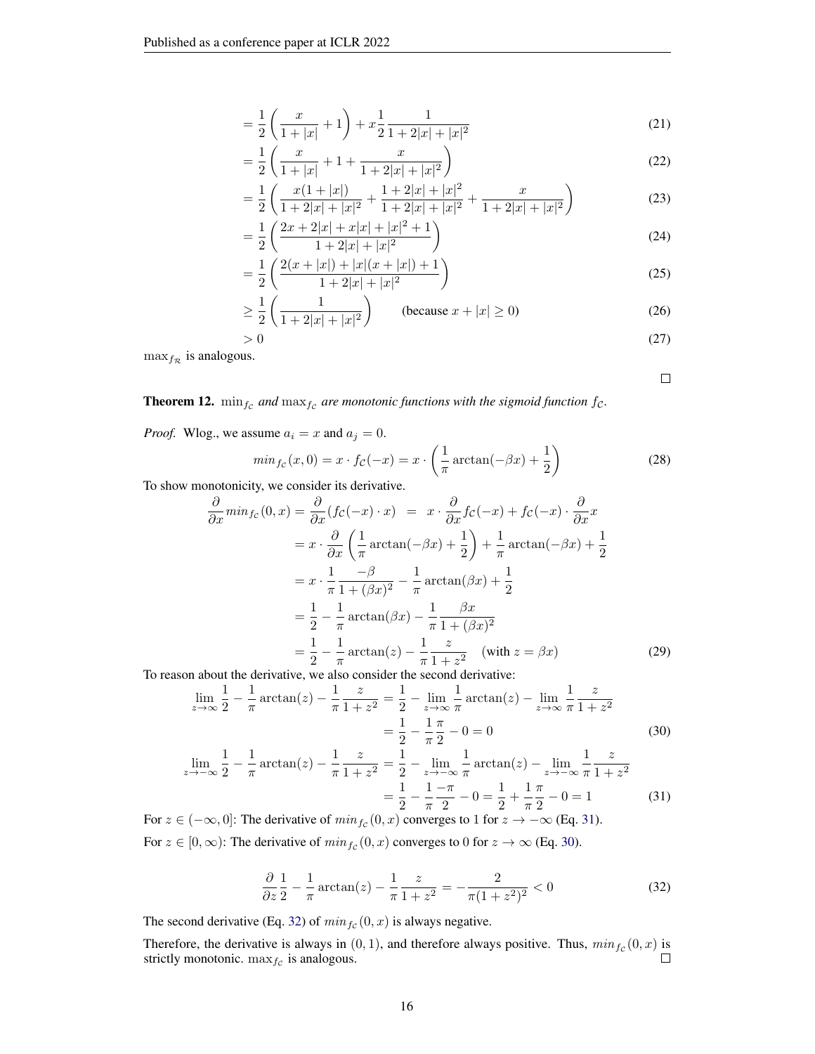$$= \frac{1}{2}\left(\frac{x}{1+|x|}+1\right) + x\frac{1}{2}\frac{1}{1+2|x|+|x|^2} \tag{21}$$

$$= \frac{1}{2}\left(\frac{x}{1+|x|}+1+\frac{x}{1+2|x|+|x|^2}\right) \tag{22}$$

$$= \frac{1}{2}\left(\frac{x(1+|x|)}{1+2|x|+|x|^2}+\frac{1+2|x|+|x|^2}{1+2|x|+|x|^2}+\frac{x}{1+2|x|+|x|^2}\right) \tag{23}$$

$$= \frac{1}{2}\left(\frac{2x+2|x|+x|x|+|x|^2+1}{1+2|x|+|x|^2}\right) \tag{24}$$

$$= \frac{1}{2}\left(\frac{2(x+|x|)+|x|(x+|x|)+1}{1+2|x|+|x|^2}\right) \tag{25}$$

$$\geq \frac{1}{2}\left(\frac{1}{1+2|x|+|x|^2}\right) \qquad \text{(because } x+|x|\geq 0\text{)} \tag{26}$$

$$> 0 \tag{27}$$

$\max_{f_\mathcal{R}}$ is analogous.

□

**Theorem 12.** *$\min_{f_\mathcal{C}}$ and $\max_{f_\mathcal{C}}$ are monotonic functions with the sigmoid function $f_\mathcal{C}$.*

*Proof.* Wlog., we assume $a_i = x$ and $a_j = 0$.

$$min_{f_\mathcal{C}}(x,0) = x \cdot f_\mathcal{C}(-x) = x \cdot \left(\frac{1}{\pi}\arctan(-\beta x)+\frac{1}{2}\right) \tag{28}$$

To show monotonicity, we consider its derivative.

$$\begin{aligned}
\frac{\partial}{\partial x} min_{f_\mathcal{C}}(0,x) = \frac{\partial}{\partial x}(f_\mathcal{C}(-x)\cdot x) \;&=\; x\cdot\frac{\partial}{\partial x}f_\mathcal{C}(-x) + f_\mathcal{C}(-x)\cdot\frac{\partial}{\partial x}x \\
&= x\cdot\frac{\partial}{\partial x}\left(\frac{1}{\pi}\arctan(-\beta x)+\frac{1}{2}\right) + \frac{1}{\pi}\arctan(-\beta x)+\frac{1}{2} \\
&= x\cdot\frac{1}{\pi}\frac{-\beta}{1+(\beta x)^2} - \frac{1}{\pi}\arctan(\beta x)+\frac{1}{2} \\
&= \frac{1}{2} - \frac{1}{\pi}\arctan(\beta x) - \frac{1}{\pi}\frac{\beta x}{1+(\beta x)^2} \\
&= \frac{1}{2} - \frac{1}{\pi}\arctan(z) - \frac{1}{\pi}\frac{z}{1+z^2} \quad \text{(with } z=\beta x\text{)}
\end{aligned} \tag{29}$$

To reason about the derivative, we also consider the second derivative:

$$\begin{aligned}
\lim_{z\to\infty}\frac{1}{2}-\frac{1}{\pi}\arctan(z)-\frac{1}{\pi}\frac{z}{1+z^2} &= \frac{1}{2} - \lim_{z\to\infty}\frac{1}{\pi}\arctan(z) - \lim_{z\to\infty}\frac{1}{\pi}\frac{z}{1+z^2} \\
&= \frac{1}{2} - \frac{1}{\pi}\frac{\pi}{2} - 0 = 0
\end{aligned} \tag{30}$$

$$\begin{aligned}
\lim_{z\to-\infty}\frac{1}{2}-\frac{1}{\pi}\arctan(z)-\frac{1}{\pi}\frac{z}{1+z^2} &= \frac{1}{2} - \lim_{z\to-\infty}\frac{1}{\pi}\arctan(z) - \lim_{z\to-\infty}\frac{1}{\pi}\frac{z}{1+z^2} \\
&= \frac{1}{2} - \frac{1}{\pi}\frac{-\pi}{2} - 0 = \frac{1}{2} + \frac{1}{\pi}\frac{\pi}{2} - 0 = 1
\end{aligned} \tag{31}$$

For $z \in (-\infty, 0]$: The derivative of $min_{f_\mathcal{C}}(0,x)$ converges to 1 for $z \to -\infty$ (Eq. 31).

For $z \in [0, \infty)$: The derivative of $min_{f_\mathcal{C}}(0,x)$ converges to 0 for $z \to \infty$ (Eq. 30).

$$\frac{\partial}{\partial z}\frac{1}{2}-\frac{1}{\pi}\arctan(z)-\frac{1}{\pi}\frac{z}{1+z^2} = -\frac{2}{\pi(1+z^2)^2} < 0 \tag{32}$$

The second derivative (Eq. 32) of $min_{f_\mathcal{C}}(0,x)$ is always negative.

Therefore, the derivative is always in $(0,1)$, and therefore always positive. Thus, $min_{f_\mathcal{C}}(0,x)$ is strictly monotonic. $\max_{f_\mathcal{C}}$ is analogous. □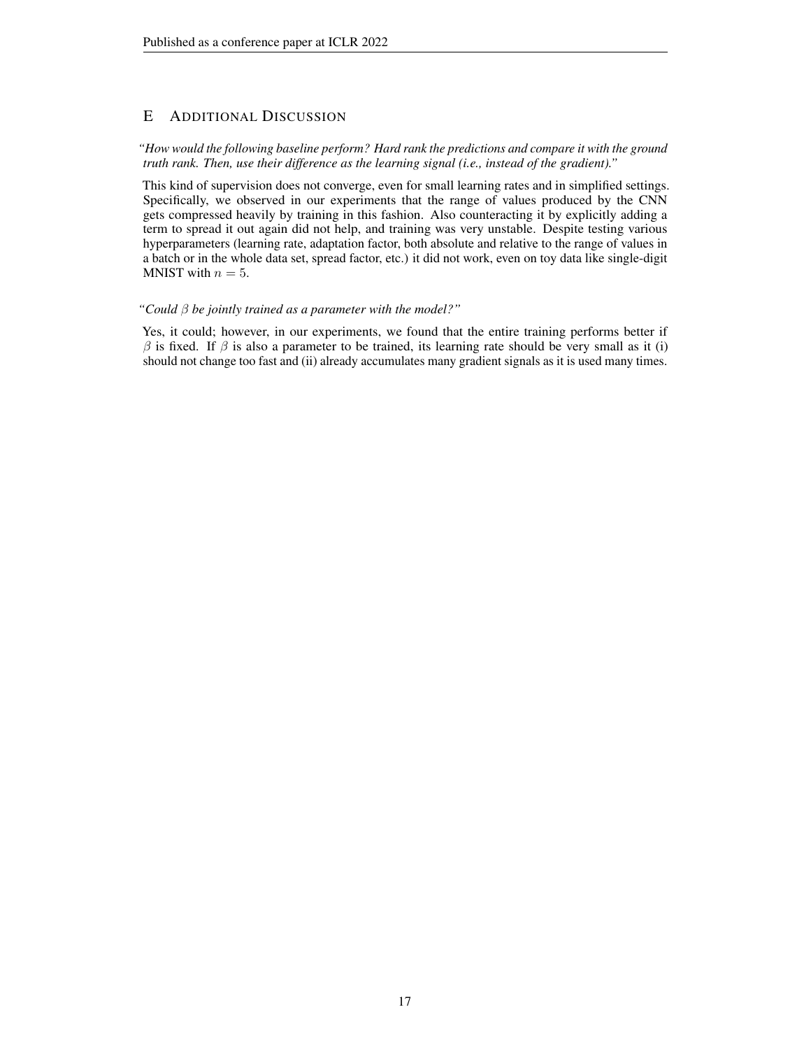# E Additional Discussion

*"How would the following baseline perform? Hard rank the predictions and compare it with the ground truth rank. Then, use their difference as the learning signal (i.e., instead of the gradient)."*

This kind of supervision does not converge, even for small learning rates and in simplified settings. Specifically, we observed in our experiments that the range of values produced by the CNN gets compressed heavily by training in this fashion. Also counteracting it by explicitly adding a term to spread it out again did not help, and training was very unstable. Despite testing various hyperparameters (learning rate, adaptation factor, both absolute and relative to the range of values in a batch or in the whole data set, spread factor, etc.) it did not work, even on toy data like single-digit MNIST with $n = 5$.

*"Could $\beta$ be jointly trained as a parameter with the model?"*

Yes, it could; however, in our experiments, we found that the entire training performs better if $\beta$ is fixed. If $\beta$ is also a parameter to be trained, its learning rate should be very small as it (i) should not change too fast and (ii) already accumulates many gradient signals as it is used many times.